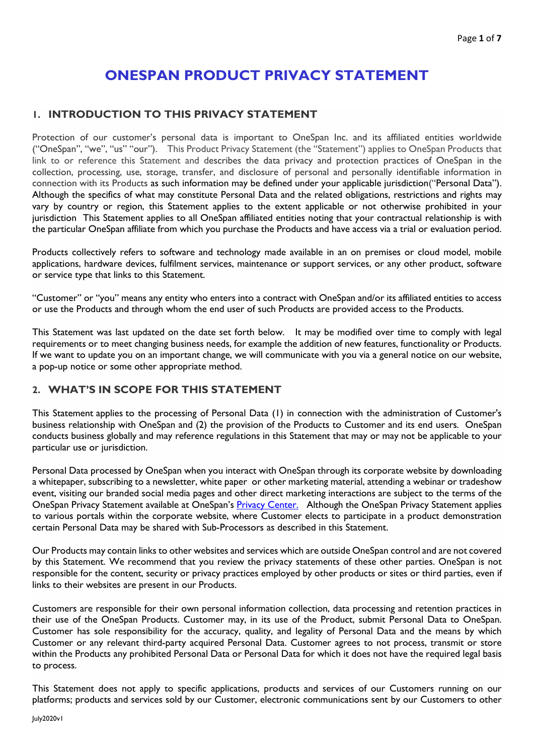# ONESPAN PRODUCT PRIVACY STATEMENT

## 1. INTRODUCTION TO THIS PRIVACY STATEMENT

Protection of our customer's personal data is important to OneSpan Inc. and its affiliated entities worldwide ("OneSpan", "we", "us" "our"). This Product Privacy Statement (the "Statement") applies to OneSpan Products that link to or reference this Statement and describes the data privacy and protection practices of OneSpan in the collection, processing, use, storage, transfer, and disclosure of personal and personally identifiable information in connection with its Products as such information may be defined under your applicable jurisdiction("Personal Data"). Although the specifics of what may constitute Personal Data and the related obligations, restrictions and rights may vary by country or region, this Statement applies to the extent applicable or not otherwise prohibited in your jurisdiction This Statement applies to all OneSpan affiliated entities noting that your contractual relationship is with the particular OneSpan affiliate from which you purchase the Products and have access via a trial or evaluation period.

Products collectively refers to software and technology made available in an on premises or cloud model, mobile applications, hardware devices, fulfilment services, maintenance or support services, or any other product, software or service type that links to this Statement.

"Customer" or "you" means any entity who enters into a contract with OneSpan and/or its affiliated entities to access or use the Products and through whom the end user of such Products are provided access to the Products.

This Statement was last updated on the date set forth below. It may be modified over time to comply with legal requirements or to meet changing business needs, for example the addition of new features, functionality or Products. If we want to update you on an important change, we will communicate with you via a general notice on our website, a pop-up notice or some other appropriate method.

## 2. WHAT'S IN SCOPE FOR THIS STATEMENT

This Statement applies to the processing of Personal Data (1) in connection with the administration of Customer's business relationship with OneSpan and (2) the provision of the Products to Customer and its end users. OneSpan conducts business globally and may reference regulations in this Statement that may or may not be applicable to your particular use or jurisdiction.

Personal Data processed by OneSpan when you interact with OneSpan through its corporate website by downloading a whitepaper, subscribing to a newsletter, white paper or other marketing material, attending a webinar or tradeshow event, visiting our branded social media pages and other direct marketing interactions are subject to the terms of the OneSpan Privacy Statement available at OneSpan's Privacy Center. Although the OneSpan Privacy Statement applies to various portals within the corporate website, where Customer elects to participate in a product demonstration certain Personal Data may be shared with Sub-Processors as described in this Statement.

Our Products may contain links to other websites and services which are outside OneSpan control and are not covered by this Statement. We recommend that you review the privacy statements of these other parties. OneSpan is not responsible for the content, security or privacy practices employed by other products or sites or third parties, even if links to their websites are present in our Products.

Customers are responsible for their own personal information collection, data processing and retention practices in their use of the OneSpan Products. Customer may, in its use of the Product, submit Personal Data to OneSpan. Customer has sole responsibility for the accuracy, quality, and legality of Personal Data and the means by which Customer or any relevant third-party acquired Personal Data. Customer agrees to not process, transmit or store within the Products any prohibited Personal Data or Personal Data for which it does not have the required legal basis to process.

This Statement does not apply to specific applications, products and services of our Customers running on our platforms; products and services sold by our Customer, electronic communications sent by our Customers to other

July2020v1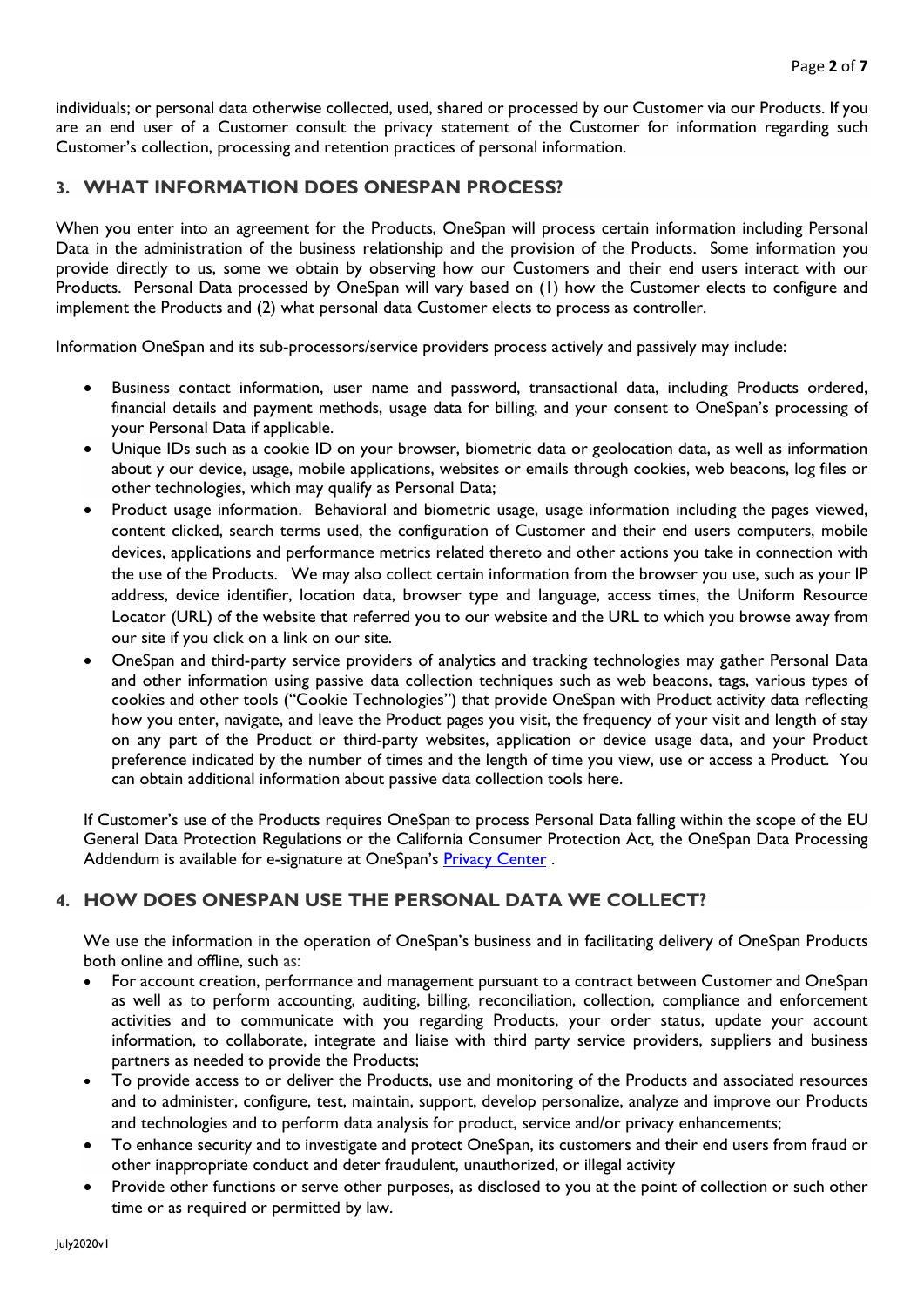individuals; or personal data otherwise collected, used, shared or processed by our Customer via our Products. If you are an end user of a Customer consult the privacy statement of the Customer for information regarding such Customer's collection, processing and retention practices of personal information.

## 3. WHAT INFORMATION DOES ONESPAN PROCESS?

When you enter into an agreement for the Products, OneSpan will process certain information including Personal Data in the administration of the business relationship and the provision of the Products. Some information you provide directly to us, some we obtain by observing how our Customers and their end users interact with our Products. Personal Data processed by OneSpan will vary based on (1) how the Customer elects to configure and implement the Products and (2) what personal data Customer elects to process as controller.

Information OneSpan and its sub-processors/service providers process actively and passively may include:

- Business contact information, user name and password, transactional data, including Products ordered, financial details and payment methods, usage data for billing, and your consent to OneSpan's processing of your Personal Data if applicable.
- Unique IDs such as a cookie ID on your browser, biometric data or geolocation data, as well as information about y our device, usage, mobile applications, websites or emails through cookies, web beacons, log files or other technologies, which may qualify as Personal Data;
- Product usage information. Behavioral and biometric usage, usage information including the pages viewed, content clicked, search terms used, the configuration of Customer and their end users computers, mobile devices, applications and performance metrics related thereto and other actions you take in connection with the use of the Products. We may also collect certain information from the browser you use, such as your IP address, device identifier, location data, browser type and language, access times, the Uniform Resource Locator (URL) of the website that referred you to our website and the URL to which you browse away from our site if you click on a link on our site.
- OneSpan and third-party service providers of analytics and tracking technologies may gather Personal Data and other information using passive data collection techniques such as web beacons, tags, various types of cookies and other tools ("Cookie Technologies") that provide OneSpan with Product activity data reflecting how you enter, navigate, and leave the Product pages you visit, the frequency of your visit and length of stay on any part of the Product or third-party websites, application or device usage data, and your Product preference indicated by the number of times and the length of time you view, use or access a Product. You can obtain additional information about passive data collection tools here.

If Customer's use of the Products requires OneSpan to process Personal Data falling within the scope of the EU General Data Protection Regulations or the California Consumer Protection Act, the OneSpan Data Processing Addendum is available for e-signature at OneSpan's [Privacy Center](Privacy Center) .

## 4. HOW DOES ONESPAN USE THE PERSONAL DATA WE COLLECT?

We use the information in the operation of OneSpan's business and in facilitating delivery of OneSpan Products both online and offline, such as:

- For account creation, performance and management pursuant to a contract between Customer and OneSpan as well as to perform accounting, auditing, billing, reconciliation, collection, compliance and enforcement activities and to communicate with you regarding Products, your order status, update your account information, to collaborate, integrate and liaise with third party service providers, suppliers and business partners as needed to provide the Products;
- To provide access to or deliver the Products, use and monitoring of the Products and associated resources and to administer, configure, test, maintain, support, develop personalize, analyze and improve our Products and technologies and to perform data analysis for product, service and/or privacy enhancements;
- To enhance security and to investigate and protect OneSpan, its customers and their end users from fraud or other inappropriate conduct and deter fraudulent, unauthorized, or illegal activity
- Provide other functions or serve other purposes, as disclosed to you at the point of collection or such other time or as required or permitted by law.

July2020v1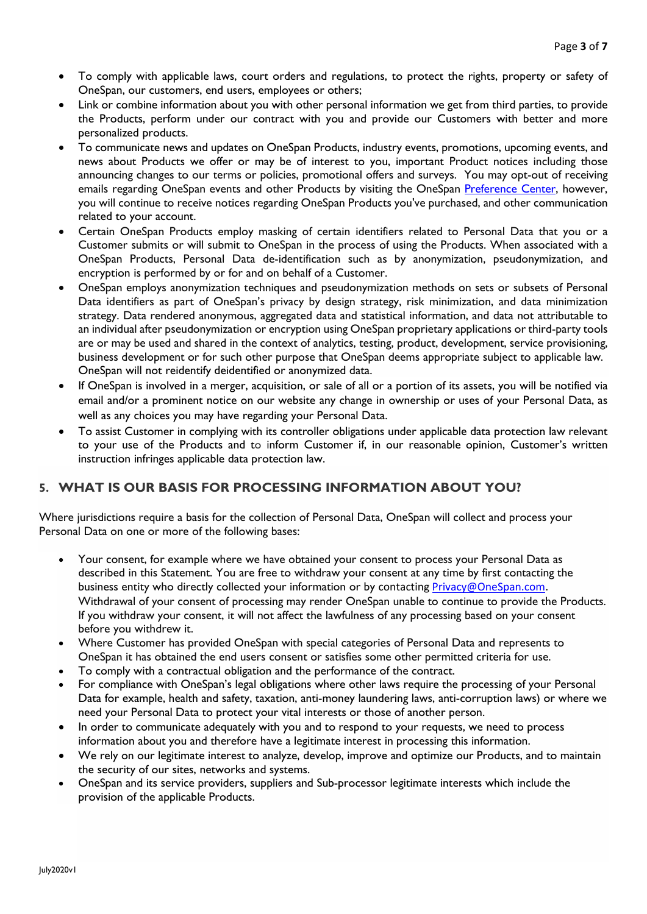- To comply with applicable laws, court orders and regulations, to protect the rights, property or safety of OneSpan, our customers, end users, employees or others;
- Link or combine information about you with other personal information we get from third parties, to provide the Products, perform under our contract with you and provide our Customers with better and more personalized products.
- To communicate news and updates on OneSpan Products, industry events, promotions, upcoming events, and news about Products we offer or may be of interest to you, important Product notices including those announcing changes to our terms or policies, promotional offers and surveys. You may opt-out of receiving emails regarding OneSpan events and other Products by visiting the OneSpan [Preference Center](), however, you will continue to receive notices regarding OneSpan Products you've purchased, and other communication related to your account.
- Certain OneSpan Products employ masking of certain identifiers related to Personal Data that you or a Customer submits or will submit to OneSpan in the process of using the Products. When associated with a OneSpan Products, Personal Data de-identification such as by anonymization, pseudonymization, and encryption is performed by or for and on behalf of a Customer.
- OneSpan employs anonymization techniques and pseudonymization methods on sets or subsets of Personal Data identifiers as part of OneSpan's privacy by design strategy, risk minimization, and data minimization strategy. Data rendered anonymous, aggregated data and statistical information, and data not attributable to an individual after pseudonymization or encryption using OneSpan proprietary applications or third-party tools are or may be used and shared in the context of analytics, testing, product, development, service provisioning, business development or for such other purpose that OneSpan deems appropriate subject to applicable law. OneSpan will not reidentify deidentified or anonymized data.
- If OneSpan is involved in a merger, acquisition, or sale of all or a portion of its assets, you will be notified via email and/or a prominent notice on our website any change in ownership or uses of your Personal Data, as well as any choices you may have regarding your Personal Data.
- To assist Customer in complying with its controller obligations under applicable data protection law relevant to your use of the Products and to inform Customer if, in our reasonable opinion, Customer's written instruction infringes applicable data protection law.

## 5. WHAT IS OUR BASIS FOR PROCESSING INFORMATION ABOUT YOU?

Where jurisdictions require a basis for the collection of Personal Data, OneSpan will collect and process your Personal Data on one or more of the following bases:

- Your consent, for example where we have obtained your consent to process your Personal Data as described in this Statement. You are free to withdraw your consent at any time by first contacting the business entity who directly collected your information or by contacting [Privacy@OneSpan.com](mailto:Privacy@OneSpan.com). Withdrawal of your consent of processing may render OneSpan unable to continue to provide the Products. If you withdraw your consent, it will not affect the lawfulness of any processing based on your consent before you withdrew it.
- Where Customer has provided OneSpan with special categories of Personal Data and represents to OneSpan it has obtained the end users consent or satisfies some other permitted criteria for use.
- To comply with a contractual obligation and the performance of the contract.
- For compliance with OneSpan's legal obligations where other laws require the processing of your Personal Data for example, health and safety, taxation, anti-money laundering laws, anti-corruption laws) or where we need your Personal Data to protect your vital interests or those of another person.
- In order to communicate adequately with you and to respond to your requests, we need to process information about you and therefore have a legitimate interest in processing this information.
- We rely on our legitimate interest to analyze, develop, improve and optimize our Products, and to maintain the security of our sites, networks and systems.
- OneSpan and its service providers, suppliers and Sub-processor legitimate interests which include the provision of the applicable Products.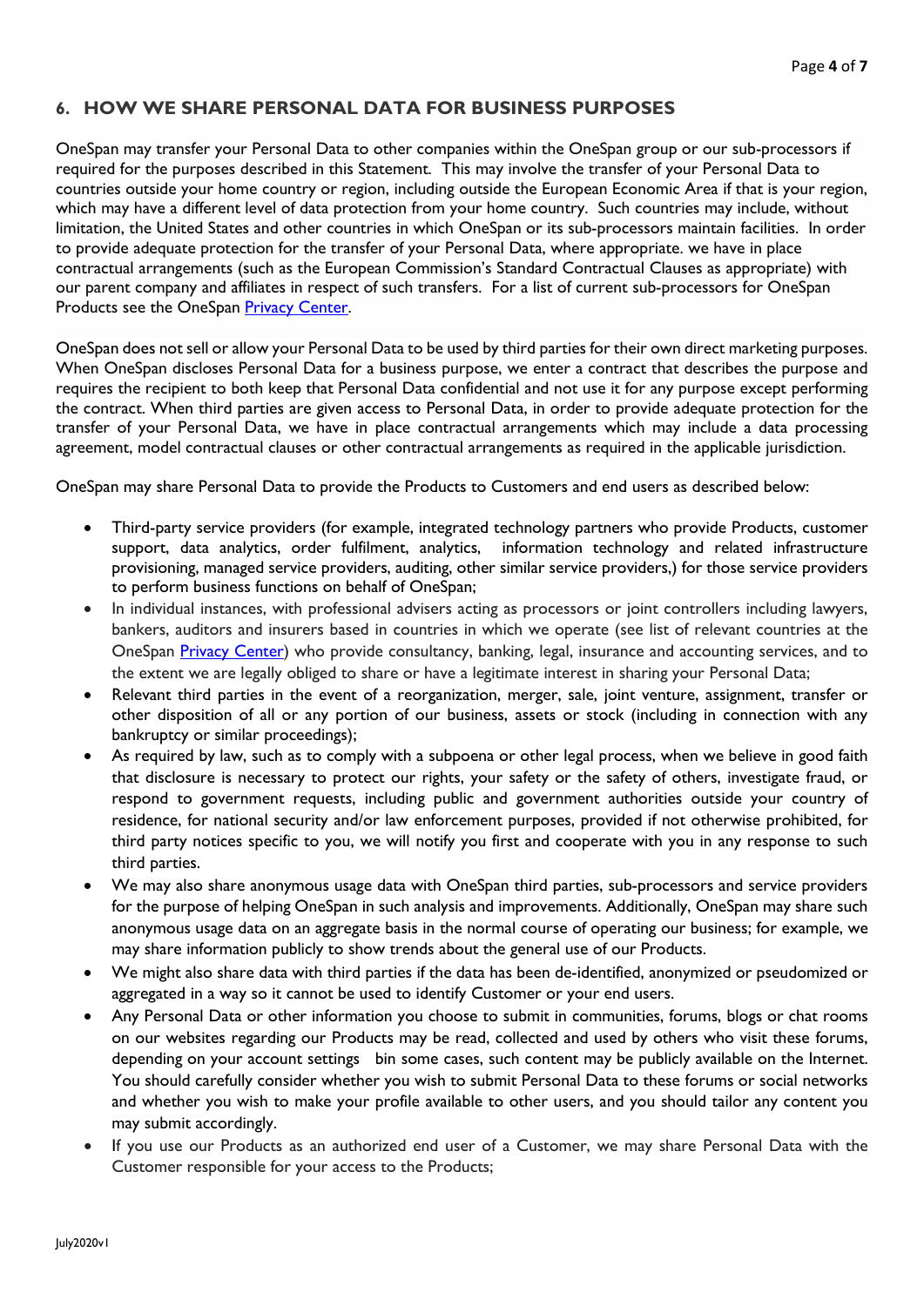## 6. HOW WE SHARE PERSONAL DATA FOR BUSINESS PURPOSES

OneSpan may transfer your Personal Data to other companies within the OneSpan group or our sub-processors if required for the purposes described in this Statement. This may involve the transfer of your Personal Data to countries outside your home country or region, including outside the European Economic Area if that is your region, which may have a different level of data protection from your home country. Such countries may include, without limitation, the United States and other countries in which OneSpan or its sub-processors maintain facilities. In order to provide adequate protection for the transfer of your Personal Data, where appropriate. we have in place contractual arrangements (such as the European Commission's Standard Contractual Clauses as appropriate) with our parent company and affiliates in respect of such transfers. For a list of current sub-processors for OneSpan Products see the OneSpan [Privacy Center](Privacy Center).

OneSpan does not sell or allow your Personal Data to be used by third parties for their own direct marketing purposes. When OneSpan discloses Personal Data for a business purpose, we enter a contract that describes the purpose and requires the recipient to both keep that Personal Data confidential and not use it for any purpose except performing the contract. When third parties are given access to Personal Data, in order to provide adequate protection for the transfer of your Personal Data, we have in place contractual arrangements which may include a data processing agreement, model contractual clauses or other contractual arrangements as required in the applicable jurisdiction.

OneSpan may share Personal Data to provide the Products to Customers and end users as described below:

- Third-party service providers (for example, integrated technology partners who provide Products, customer support, data analytics, order fulfilment, analytics, information technology and related infrastructure provisioning, managed service providers, auditing, other similar service providers,) for those service providers to perform business functions on behalf of OneSpan;
- In individual instances, with professional advisers acting as processors or joint controllers including lawyers, bankers, auditors and insurers based in countries in which we operate (see list of relevant countries at the OneSpan [Privacy Center](Privacy Center)) who provide consultancy, banking, legal, insurance and accounting services, and to the extent we are legally obliged to share or have a legitimate interest in sharing your Personal Data;
- Relevant third parties in the event of a reorganization, merger, sale, joint venture, assignment, transfer or other disposition of all or any portion of our business, assets or stock (including in connection with any bankruptcy or similar proceedings);
- As required by law, such as to comply with a subpoena or other legal process, when we believe in good faith that disclosure is necessary to protect our rights, your safety or the safety of others, investigate fraud, or respond to government requests, including public and government authorities outside your country of residence, for national security and/or law enforcement purposes, provided if not otherwise prohibited, for third party notices specific to you, we will notify you first and cooperate with you in any response to such third parties.
- We may also share anonymous usage data with OneSpan third parties, sub-processors and service providers for the purpose of helping OneSpan in such analysis and improvements. Additionally, OneSpan may share such anonymous usage data on an aggregate basis in the normal course of operating our business; for example, we may share information publicly to show trends about the general use of our Products.
- We might also share data with third parties if the data has been de-identified, anonymized or pseudomized or aggregated in a way so it cannot be used to identify Customer or your end users.
- Any Personal Data or other information you choose to submit in communities, forums, blogs or chat rooms on our websites regarding our Products may be read, collected and used by others who visit these forums, depending on your account settings bin some cases, such content may be publicly available on the Internet. You should carefully consider whether you wish to submit Personal Data to these forums or social networks and whether you wish to make your profile available to other users, and you should tailor any content you may submit accordingly.
- If you use our Products as an authorized end user of a Customer, we may share Personal Data with the Customer responsible for your access to the Products;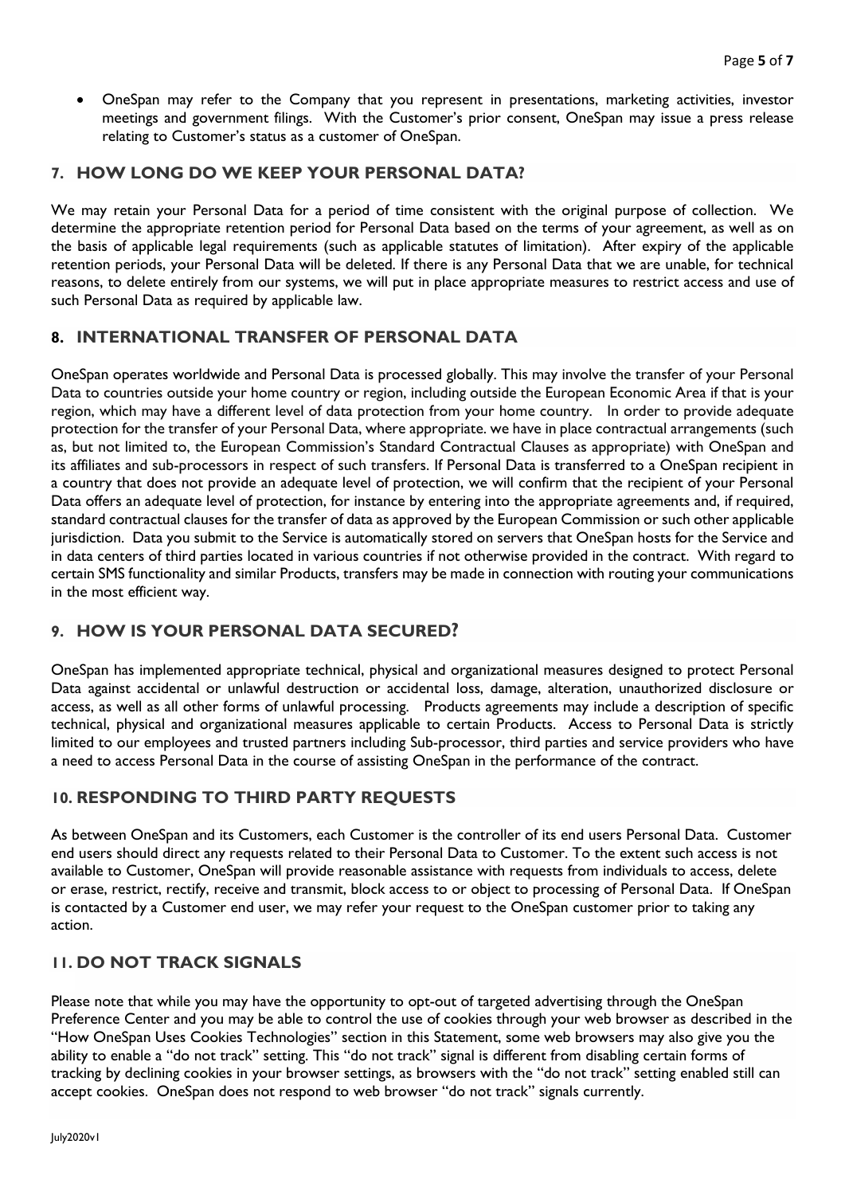- OneSpan may refer to the Company that you represent in presentations, marketing activities, investor meetings and government filings. With the Customer's prior consent, OneSpan may issue a press release relating to Customer's status as a customer of OneSpan.

## 7. HOW LONG DO WE KEEP YOUR PERSONAL DATA?

We may retain your Personal Data for a period of time consistent with the original purpose of collection. We determine the appropriate retention period for Personal Data based on the terms of your agreement, as well as on the basis of applicable legal requirements (such as applicable statutes of limitation). After expiry of the applicable retention periods, your Personal Data will be deleted. If there is any Personal Data that we are unable, for technical reasons, to delete entirely from our systems, we will put in place appropriate measures to restrict access and use of such Personal Data as required by applicable law.

## 8. INTERNATIONAL TRANSFER OF PERSONAL DATA

OneSpan operates worldwide and Personal Data is processed globally. This may involve the transfer of your Personal Data to countries outside your home country or region, including outside the European Economic Area if that is your region, which may have a different level of data protection from your home country. In order to provide adequate protection for the transfer of your Personal Data, where appropriate. we have in place contractual arrangements (such as, but not limited to, the European Commission's Standard Contractual Clauses as appropriate) with OneSpan and its affiliates and sub-processors in respect of such transfers. If Personal Data is transferred to a OneSpan recipient in a country that does not provide an adequate level of protection, we will confirm that the recipient of your Personal Data offers an adequate level of protection, for instance by entering into the appropriate agreements and, if required, standard contractual clauses for the transfer of data as approved by the European Commission or such other applicable jurisdiction. Data you submit to the Service is automatically stored on servers that OneSpan hosts for the Service and in data centers of third parties located in various countries if not otherwise provided in the contract. With regard to certain SMS functionality and similar Products, transfers may be made in connection with routing your communications in the most efficient way.

## 9. HOW IS YOUR PERSONAL DATA SECURED?

OneSpan has implemented appropriate technical, physical and organizational measures designed to protect Personal Data against accidental or unlawful destruction or accidental loss, damage, alteration, unauthorized disclosure or access, as well as all other forms of unlawful processing. Products agreements may include a description of specific technical, physical and organizational measures applicable to certain Products. Access to Personal Data is strictly limited to our employees and trusted partners including Sub-processor, third parties and service providers who have a need to access Personal Data in the course of assisting OneSpan in the performance of the contract.

## 10. RESPONDING TO THIRD PARTY REQUESTS

As between OneSpan and its Customers, each Customer is the controller of its end users Personal Data. Customer end users should direct any requests related to their Personal Data to Customer. To the extent such access is not available to Customer, OneSpan will provide reasonable assistance with requests from individuals to access, delete or erase, restrict, rectify, receive and transmit, block access to or object to processing of Personal Data. If OneSpan is contacted by a Customer end user, we may refer your request to the OneSpan customer prior to taking any action.

## 11. DO NOT TRACK SIGNALS

Please note that while you may have the opportunity to opt-out of targeted advertising through the OneSpan Preference Center and you may be able to control the use of cookies through your web browser as described in the "How OneSpan Uses Cookies Technologies" section in this Statement, some web browsers may also give you the ability to enable a "do not track" setting. This "do not track" signal is different from disabling certain forms of tracking by declining cookies in your browser settings, as browsers with the "do not track" setting enabled still can accept cookies. OneSpan does not respond to web browser "do not track" signals currently.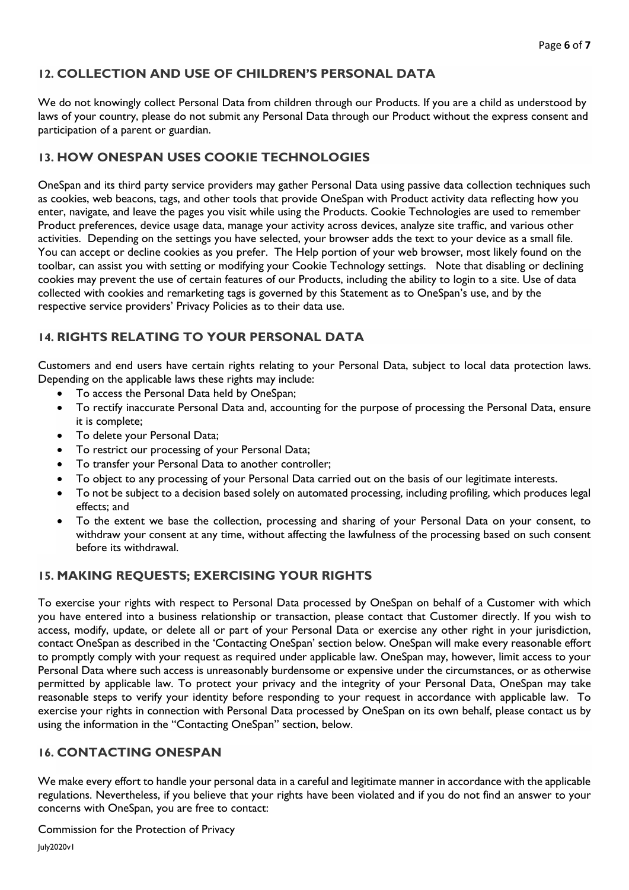## 12. COLLECTION AND USE OF CHILDREN'S PERSONAL DATA

We do not knowingly collect Personal Data from children through our Products. If you are a child as understood by laws of your country, please do not submit any Personal Data through our Product without the express consent and participation of a parent or guardian.

## 13. HOW ONESPAN USES COOKIE TECHNOLOGIES

OneSpan and its third party service providers may gather Personal Data using passive data collection techniques such as cookies, web beacons, tags, and other tools that provide OneSpan with Product activity data reflecting how you enter, navigate, and leave the pages you visit while using the Products. Cookie Technologies are used to remember Product preferences, device usage data, manage your activity across devices, analyze site traffic, and various other activities. Depending on the settings you have selected, your browser adds the text to your device as a small file. You can accept or decline cookies as you prefer. The Help portion of your web browser, most likely found on the toolbar, can assist you with setting or modifying your Cookie Technology settings. Note that disabling or declining cookies may prevent the use of certain features of our Products, including the ability to login to a site. Use of data collected with cookies and remarketing tags is governed by this Statement as to OneSpan's use, and by the respective service providers' Privacy Policies as to their data use.

## 14. RIGHTS RELATING TO YOUR PERSONAL DATA

Customers and end users have certain rights relating to your Personal Data, subject to local data protection laws. Depending on the applicable laws these rights may include:

- To access the Personal Data held by OneSpan;
- To rectify inaccurate Personal Data and, accounting for the purpose of processing the Personal Data, ensure it is complete;
- To delete your Personal Data;
- To restrict our processing of your Personal Data;
- To transfer your Personal Data to another controller;
- To object to any processing of your Personal Data carried out on the basis of our legitimate interests.
- To not be subject to a decision based solely on automated processing, including profiling, which produces legal effects; and
- To the extent we base the collection, processing and sharing of your Personal Data on your consent, to withdraw your consent at any time, without affecting the lawfulness of the processing based on such consent before its withdrawal.

## 15. MAKING REQUESTS; EXERCISING YOUR RIGHTS

To exercise your rights with respect to Personal Data processed by OneSpan on behalf of a Customer with which you have entered into a business relationship or transaction, please contact that Customer directly. If you wish to access, modify, update, or delete all or part of your Personal Data or exercise any other right in your jurisdiction, contact OneSpan as described in the 'Contacting OneSpan' section below. OneSpan will make every reasonable effort to promptly comply with your request as required under applicable law. OneSpan may, however, limit access to your Personal Data where such access is unreasonably burdensome or expensive under the circumstances, or as otherwise permitted by applicable law. To protect your privacy and the integrity of your Personal Data, OneSpan may take reasonable steps to verify your identity before responding to your request in accordance with applicable law. To exercise your rights in connection with Personal Data processed by OneSpan on its own behalf, please contact us by using the information in the "Contacting OneSpan" section, below.

## 16. CONTACTING ONESPAN

We make every effort to handle your personal data in a careful and legitimate manner in accordance with the applicable regulations. Nevertheless, if you believe that your rights have been violated and if you do not find an answer to your concerns with OneSpan, you are free to contact:

Commission for the Protection of Privacy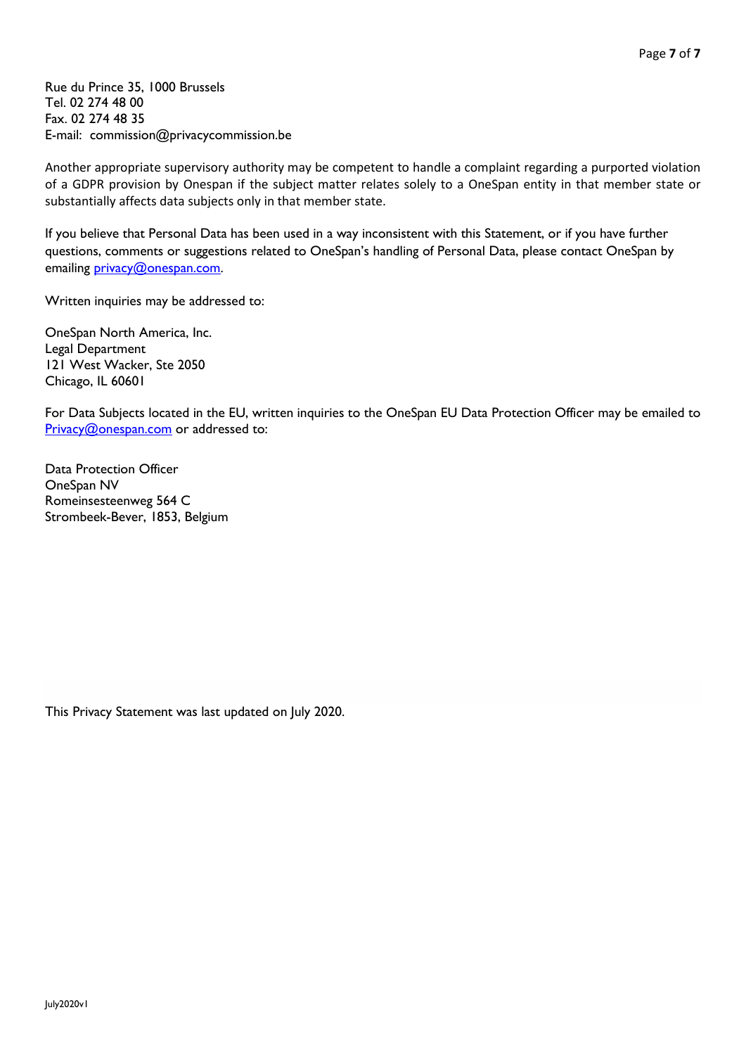Rue du Prince 35, 1000 Brussels
Tel. 02 274 48 00
Fax. 02 274 48 35
E-mail: commission@privacycommission.be

Another appropriate supervisory authority may be competent to handle a complaint regarding a purported violation of a GDPR provision by Onespan if the subject matter relates solely to a OneSpan entity in that member state or substantially affects data subjects only in that member state.

If you believe that Personal Data has been used in a way inconsistent with this Statement, or if you have further questions, comments or suggestions related to OneSpan's handling of Personal Data, please contact OneSpan by emailing privacy@onespan.com.

Written inquiries may be addressed to:

OneSpan North America, Inc.
Legal Department
121 West Wacker, Ste 2050
Chicago, IL 60601

For Data Subjects located in the EU, written inquiries to the OneSpan EU Data Protection Officer may be emailed to Privacy@onespan.com or addressed to:

Data Protection Officer
OneSpan NV
Romeinsesteenweg 564 C
Strombeek-Bever, 1853, Belgium

This Privacy Statement was last updated on July 2020.